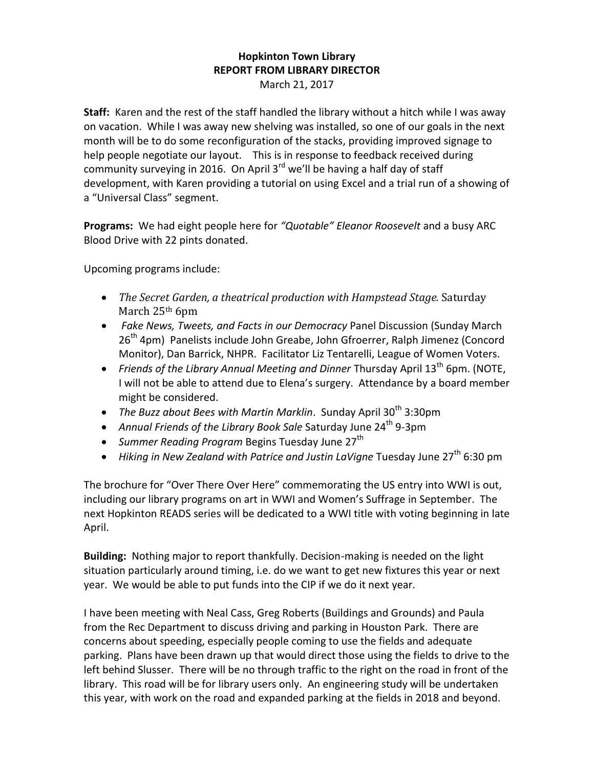**Hopkinton Town Library**
**REPORT FROM LIBRARY DIRECTOR**
March 21, 2017

**Staff:** Karen and the rest of the staff handled the library without a hitch while I was away on vacation. While I was away new shelving was installed, so one of our goals in the next month will be to do some reconfiguration of the stacks, providing improved signage to help people negotiate our layout. This is in response to feedback received during community surveying in 2016. On April 3rd we'll be having a half day of staff development, with Karen providing a tutorial on using Excel and a trial run of a showing of a "Universal Class" segment.

**Programs:** We had eight people here for *"Quotable" Eleanor Roosevelt* and a busy ARC Blood Drive with 22 pints donated.

Upcoming programs include:

- *The Secret Garden, a theatrical production with Hampstead Stage.* Saturday March 25th 6pm
- *Fake News, Tweets, and Facts in our Democracy* Panel Discussion (Sunday March 26th 4pm) Panelists include John Greabe, John Gfroerrer, Ralph Jimenez (Concord Monitor), Dan Barrick, NHPR. Facilitator Liz Tentarelli, League of Women Voters.
- *Friends of the Library Annual Meeting and Dinner* Thursday April 13th 6pm. (NOTE, I will not be able to attend due to Elena's surgery. Attendance by a board member might be considered.
- *The Buzz about Bees with Martin Marklin*. Sunday April 30th 3:30pm
- *Annual Friends of the Library Book Sale* Saturday June 24th 9-3pm
- *Summer Reading Program* Begins Tuesday June 27th
- *Hiking in New Zealand with Patrice and Justin LaVigne* Tuesday June 27th 6:30 pm

The brochure for "Over There Over Here" commemorating the US entry into WWI is out, including our library programs on art in WWI and Women's Suffrage in September. The next Hopkinton READS series will be dedicated to a WWI title with voting beginning in late April.

**Building:** Nothing major to report thankfully. Decision-making is needed on the light situation particularly around timing, i.e. do we want to get new fixtures this year or next year. We would be able to put funds into the CIP if we do it next year.

I have been meeting with Neal Cass, Greg Roberts (Buildings and Grounds) and Paula from the Rec Department to discuss driving and parking in Houston Park. There are concerns about speeding, especially people coming to use the fields and adequate parking. Plans have been drawn up that would direct those using the fields to drive to the left behind Slusser. There will be no through traffic to the right on the road in front of the library. This road will be for library users only. An engineering study will be undertaken this year, with work on the road and expanded parking at the fields in 2018 and beyond.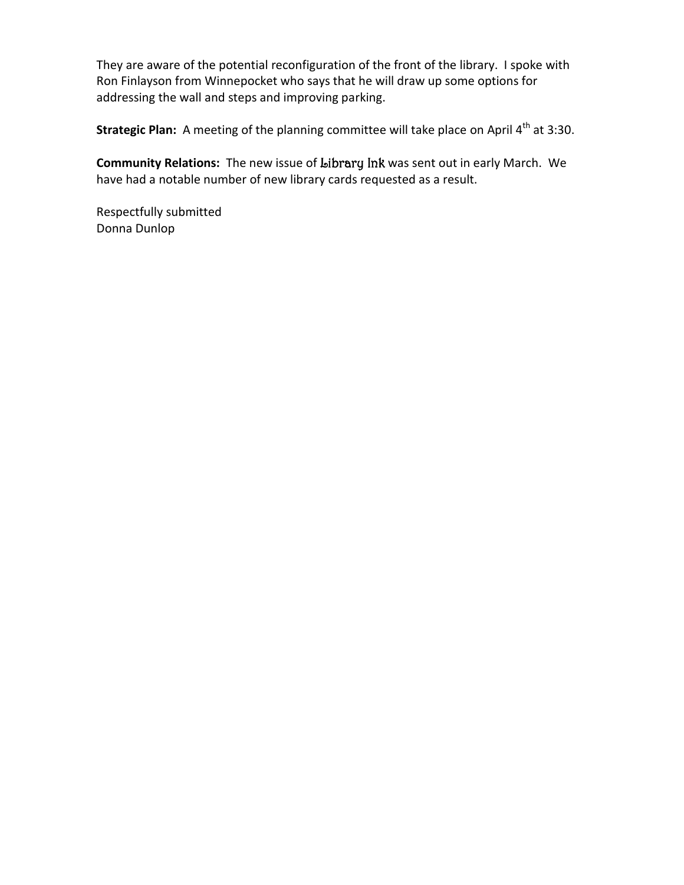They are aware of the potential reconfiguration of the front of the library. I spoke with Ron Finlayson from Winnepocket who says that he will draw up some options for addressing the wall and steps and improving parking.

**Strategic Plan:** A meeting of the planning committee will take place on April 4th at 3:30.

**Community Relations:** The new issue of Library Ink was sent out in early March. We have had a notable number of new library cards requested as a result.

Respectfully submitted
Donna Dunlop